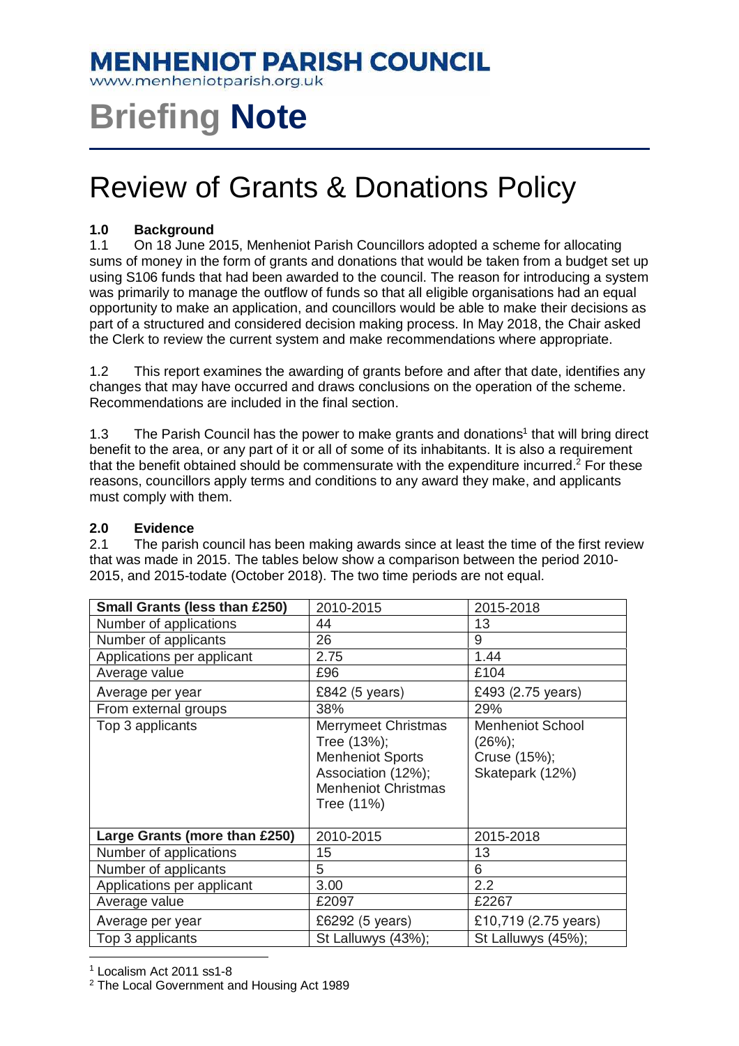# MENHENIOT PARISH COUNCIL

www.menheniotparish.org.uk

# Briefing **Note**

# Review of Grants & Donations Policy

## 1.0 Background

1.1 On 18 June 2015, Menheniot Parish Councillors adopted a scheme for allocating sums of money in the form of grants and donations that would be taken from a budget set up using S106 funds that had been awarded to the council. The reason for introducing a system was primarily to manage the outflow of funds so that all eligible organisations had an equal opportunity to make an application, and councillors would be able to make their decisions as part of a structured and considered decision making process. In May 2018, the Chair asked the Clerk to review the current system and make recommendations where appropriate.

1.2 This report examines the awarding of grants before and after that date, identifies any changes that may have occurred and draws conclusions on the operation of the scheme. Recommendations are included in the final section.

1.3 The Parish Council has the power to make grants and donations[1] that will bring direct benefit to the area, or any part of it or all of some of its inhabitants. It is also a requirement that the benefit obtained should be commensurate with the expenditure incurred.[2] For these reasons, councillors apply terms and conditions to any award they make, and applicants must comply with them.

## 2.0 Evidence

2.1 The parish council has been making awards since at least the time of the first review that was made in 2015. The tables below show a comparison between the period 2010-2015, and 2015-todate (October 2018). The two time periods are not equal.

| **Small Grants (less than £250)** | 2010-2015 | 2015-2018 |
|---|---|---|
| Number of applications | 44 | 13 |
| Number of applicants | 26 | 9 |
| Applications per applicant | 2.75 | 1.44 |
| Average value | £96 | £104 |
| Average per year | £842 (5 years) | £493 (2.75 years) |
| From external groups | 38% | 29% |
| Top 3 applicants | Merrymeet Christmas Tree (13%); Menheniot Sports Association (12%); Menheniot Christmas Tree (11%) | Menheniot School (26%); Cruse (15%); Skatepark (12%) |
| **Large Grants (more than £250)** | 2010-2015 | 2015-2018 |
| Number of applications | 15 | 13 |
| Number of applicants | 5 | 6 |
| Applications per applicant | 3.00 | 2.2 |
| Average value | £2097 | £2267 |
| Average per year | £6292 (5 years) | £10,719 (2.75 years) |
| Top 3 applicants | St Lalluwys (43%); | St Lalluwys (45%); |

[1] Localism Act 2011 ss1-8

[2] The Local Government and Housing Act 1989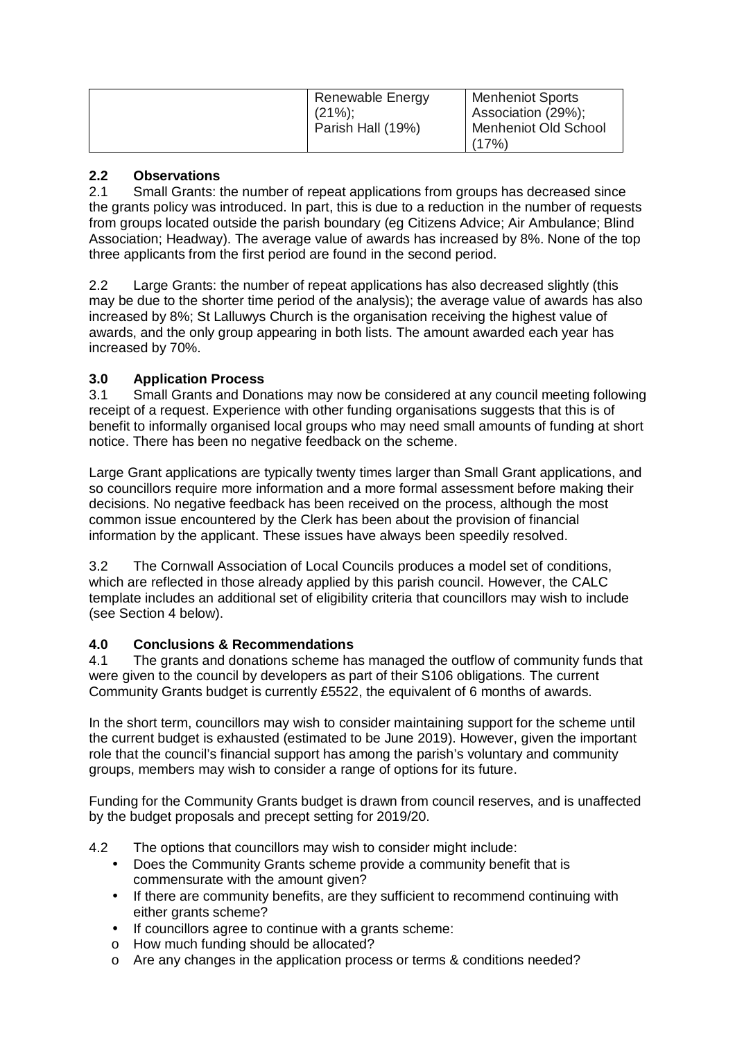| | Renewable Energy (21%); Parish Hall (19%) | Menheniot Sports Association (29%); Menheniot Old School (17%) |
|---|---|---|

## 2.2 Observations

2.1 Small Grants: the number of repeat applications from groups has decreased since the grants policy was introduced. In part, this is due to a reduction in the number of requests from groups located outside the parish boundary (eg Citizens Advice; Air Ambulance; Blind Association; Headway). The average value of awards has increased by 8%. None of the top three applicants from the first period are found in the second period.

2.2 Large Grants: the number of repeat applications has also decreased slightly (this may be due to the shorter time period of the analysis); the average value of awards has also increased by 8%; St Lalluwys Church is the organisation receiving the highest value of awards, and the only group appearing in both lists. The amount awarded each year has increased by 70%.

## 3.0 Application Process

3.1 Small Grants and Donations may now be considered at any council meeting following receipt of a request. Experience with other funding organisations suggests that this is of benefit to informally organised local groups who may need small amounts of funding at short notice. There has been no negative feedback on the scheme.

Large Grant applications are typically twenty times larger than Small Grant applications, and so councillors require more information and a more formal assessment before making their decisions. No negative feedback has been received on the process, although the most common issue encountered by the Clerk has been about the provision of financial information by the applicant. These issues have always been speedily resolved.

3.2 The Cornwall Association of Local Councils produces a model set of conditions, which are reflected in those already applied by this parish council. However, the CALC template includes an additional set of eligibility criteria that councillors may wish to include (see Section 4 below).

## 4.0 Conclusions & Recommendations

4.1 The grants and donations scheme has managed the outflow of community funds that were given to the council by developers as part of their S106 obligations. The current Community Grants budget is currently £5522, the equivalent of 6 months of awards.

In the short term, councillors may wish to consider maintaining support for the scheme until the current budget is exhausted (estimated to be June 2019). However, given the important role that the council's financial support has among the parish's voluntary and community groups, members may wish to consider a range of options for its future.

Funding for the Community Grants budget is drawn from council reserves, and is unaffected by the budget proposals and precept setting for 2019/20.

4.2 The options that councillors may wish to consider might include:

- Does the Community Grants scheme provide a community benefit that is commensurate with the amount given?
- If there are community benefits, are they sufficient to recommend continuing with either grants scheme?
- If councillors agree to continue with a grants scheme:
  - How much funding should be allocated?
  - Are any changes in the application process or terms & conditions needed?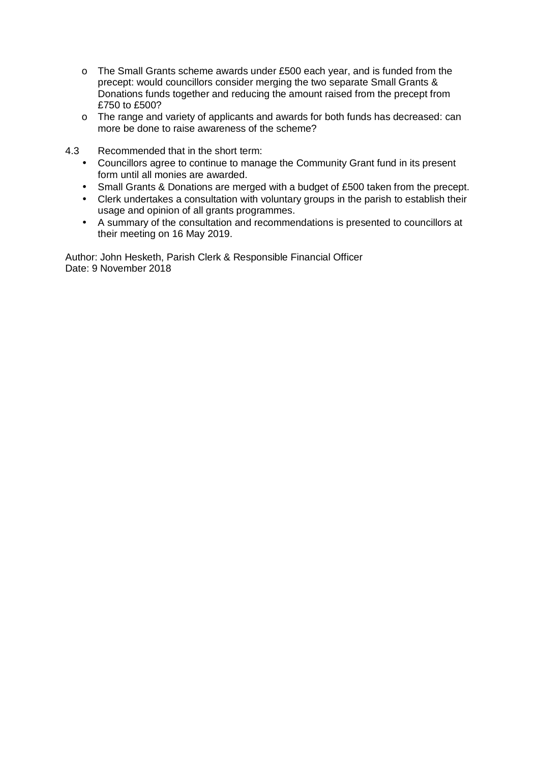- The Small Grants scheme awards under £500 each year, and is funded from the precept: would councillors consider merging the two separate Small Grants & Donations funds together and reducing the amount raised from the precept from £750 to £500?
- The range and variety of applicants and awards for both funds has decreased: can more be done to raise awareness of the scheme?

4.3 Recommended that in the short term:

- Councillors agree to continue to manage the Community Grant fund in its present form until all monies are awarded.
- Small Grants & Donations are merged with a budget of £500 taken from the precept.
- Clerk undertakes a consultation with voluntary groups in the parish to establish their usage and opinion of all grants programmes.
- A summary of the consultation and recommendations is presented to councillors at their meeting on 16 May 2019.

Author: John Hesketh, Parish Clerk & Responsible Financial Officer
Date: 9 November 2018